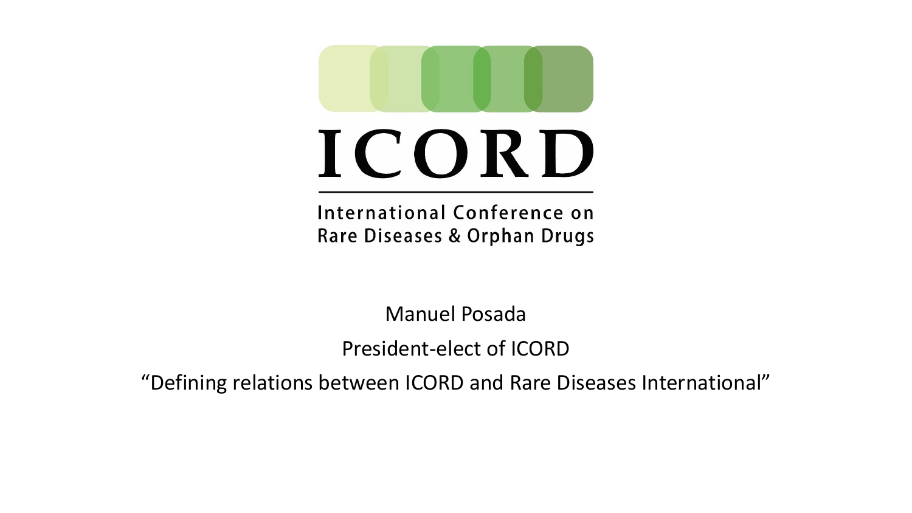# ICORD

International Conference on Rare Diseases & Orphan Drugs

Manuel Posada

President-elect of ICORD

“Defining relations between ICORD and Rare Diseases International”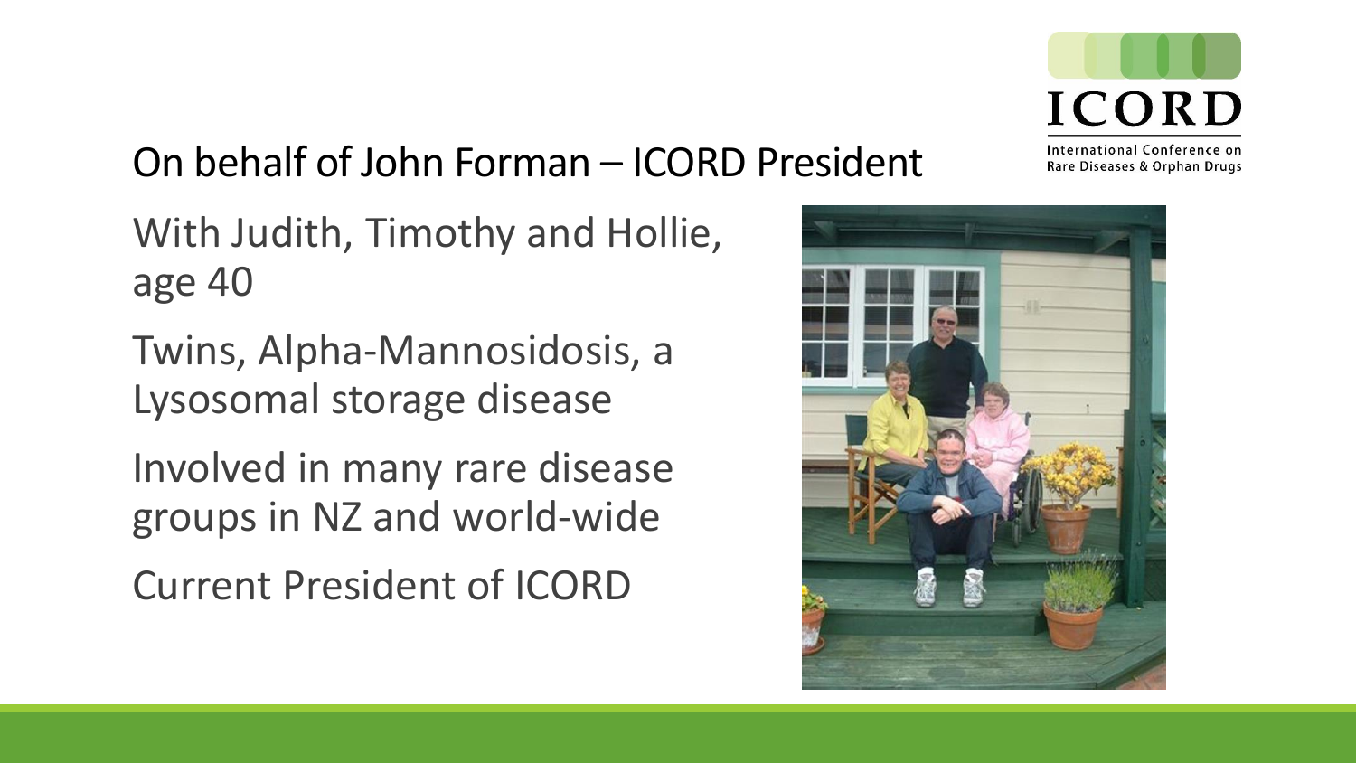## On behalf of John Forman – ICORD President

With Judith, Timothy and Hollie, age 40

Twins, Alpha-Mannosidosis, a Lysosomal storage disease

Involved in many rare disease groups in NZ and world-wide

Current President of ICORD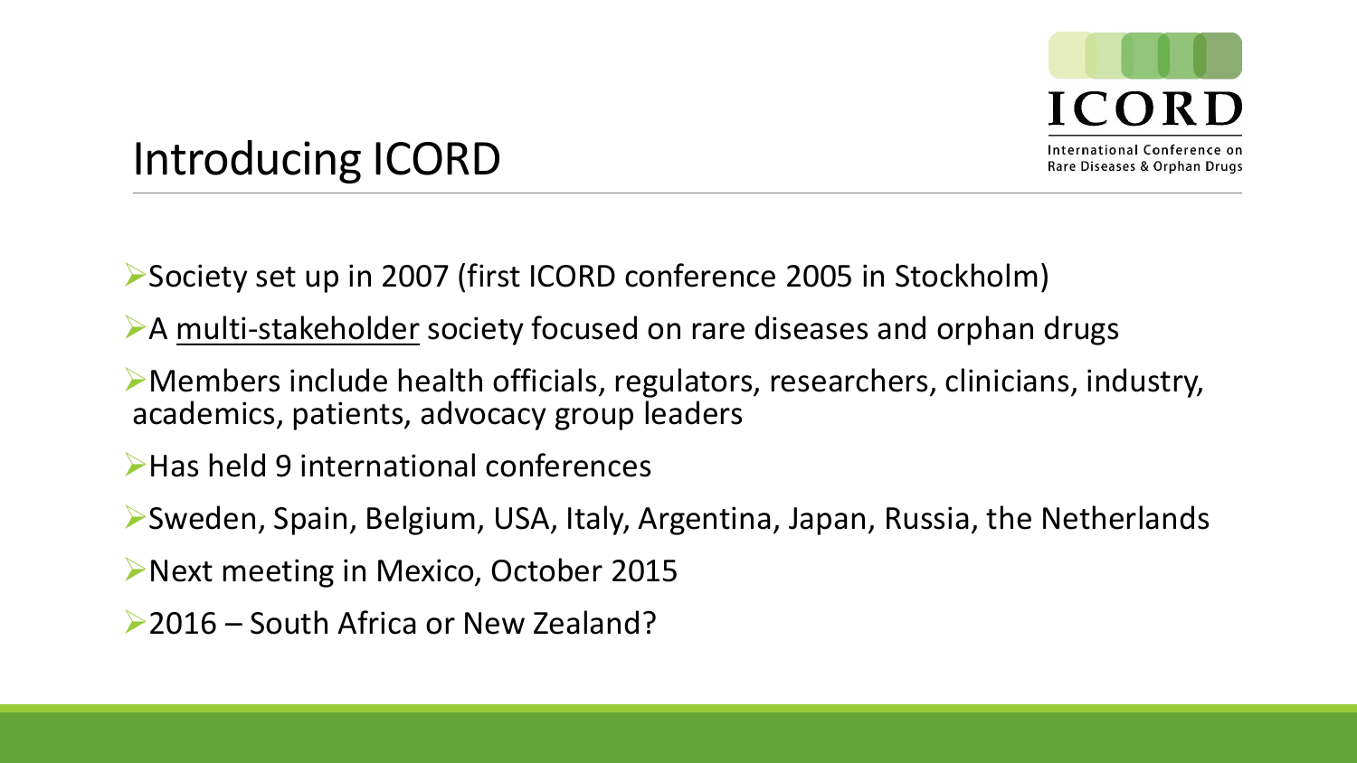# Introducing ICORD

ICORD
International Conference on Rare Diseases & Orphan Drugs

- Society set up in 2007 (first ICORD conference 2005 in Stockholm)
- A multi-stakeholder society focused on rare diseases and orphan drugs
- Members include health officials, regulators, researchers, clinicians, industry, academics, patients, advocacy group leaders
- Has held 9 international conferences
- Sweden, Spain, Belgium, USA, Italy, Argentina, Japan, Russia, the Netherlands
- Next meeting in Mexico, October 2015
- 2016 – South Africa or New Zealand?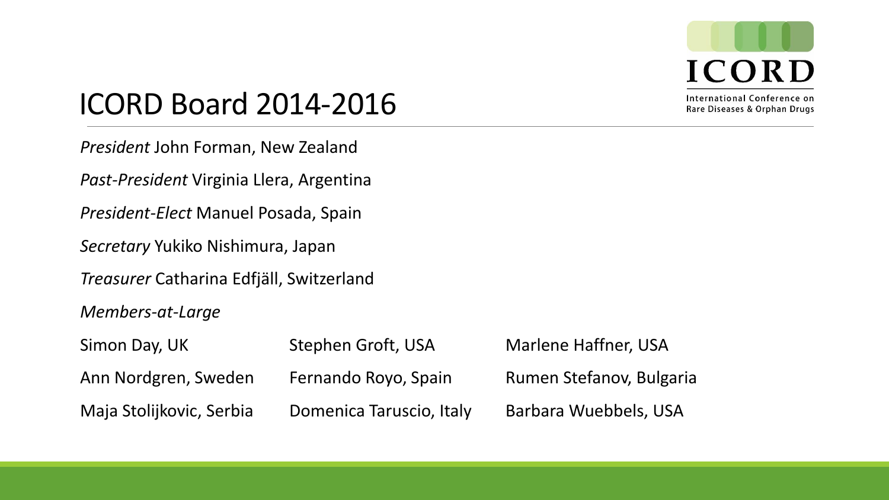# ICORD Board 2014-2016

ICORD

International Conference on Rare Diseases & Orphan Drugs

*President* John Forman, New Zealand

*Past-President* Virginia Llera, Argentina

*President-Elect* Manuel Posada, Spain

*Secretary* Yukiko Nishimura, Japan

*Treasurer* Catharina Edfjäll, Switzerland

*Members-at-Large*

| | | |
|---|---|---|
| Simon Day, UK | Stephen Groft, USA | Marlene Haffner, USA |
| Ann Nordgren, Sweden | Fernando Royo, Spain | Rumen Stefanov, Bulgaria |
| Maja Stolijkovic, Serbia | Domenica Taruscio, Italy | Barbara Wuebbels, USA |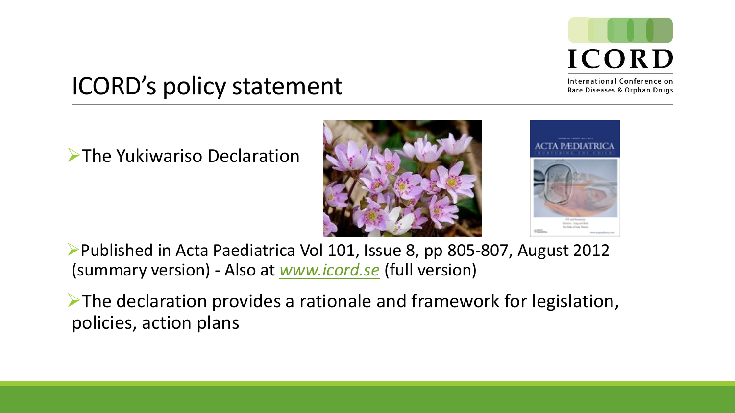# ICORD's policy statement

- The Yukiwariso Declaration

- Published in Acta Paediatrica Vol 101, Issue 8, pp 805-807, August 2012 (summary version) - Also at *www.icord.se* (full version)

- The declaration provides a rationale and framework for legislation, policies, action plans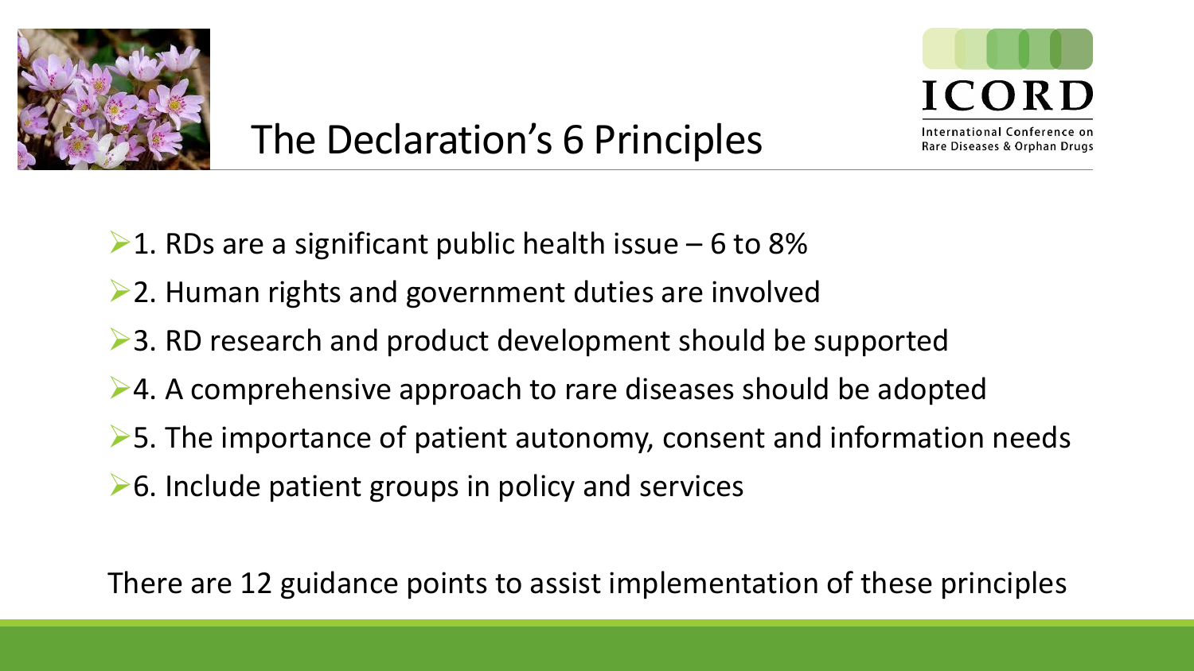# The Declaration's 6 Principles

- 1. RDs are a significant public health issue – 6 to 8%
- 2. Human rights and government duties are involved
- 3. RD research and product development should be supported
- 4. A comprehensive approach to rare diseases should be adopted
- 5. The importance of patient autonomy, consent and information needs
- 6. Include patient groups in policy and services

There are 12 guidance points to assist implementation of these principles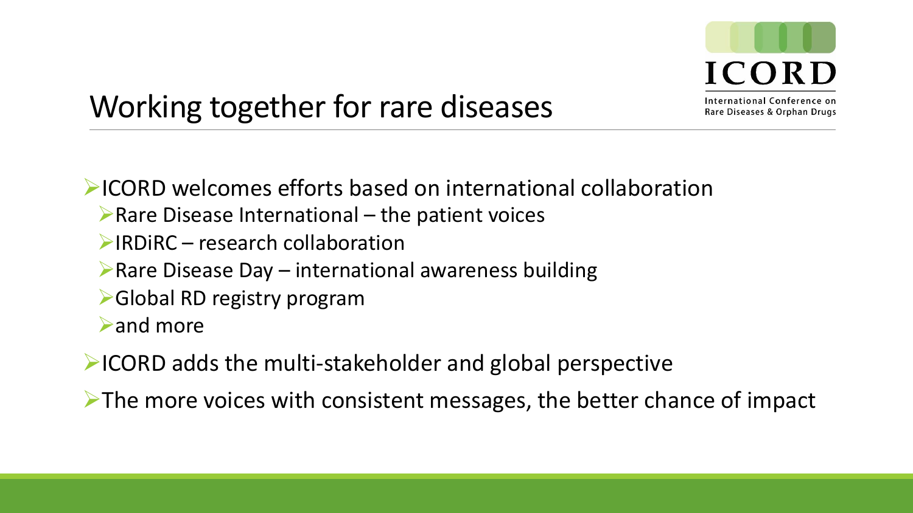# Working together for rare diseases

- ICORD welcomes efforts based on international collaboration
  - Rare Disease International – the patient voices
  - IRDiRC – research collaboration
  - Rare Disease Day – international awareness building
  - Global RD registry program
  - and more
- ICORD adds the multi-stakeholder and global perspective
- The more voices with consistent messages, the better chance of impact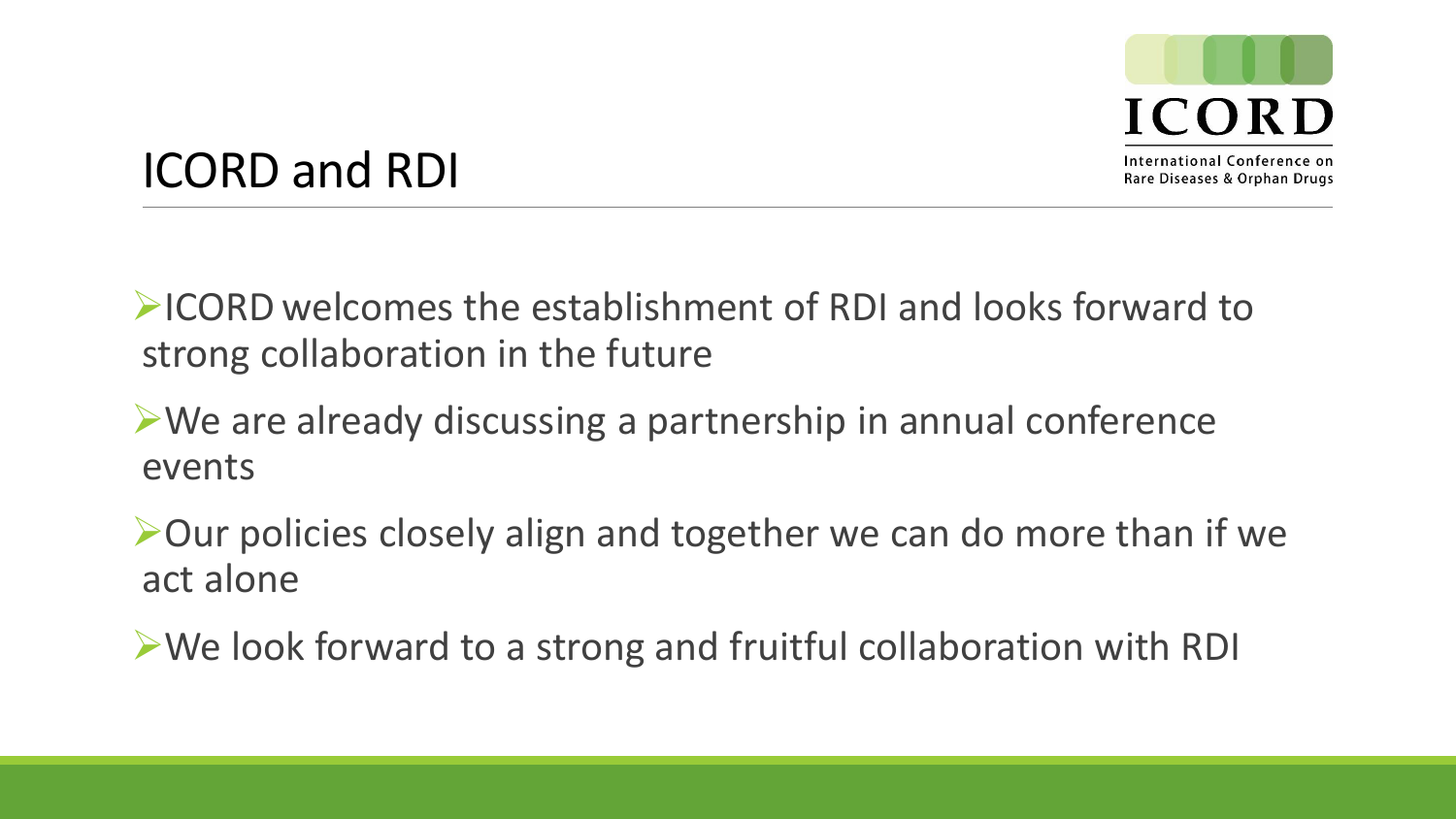# ICORD and RDI

- ICORD welcomes the establishment of RDI and looks forward to strong collaboration in the future
- We are already discussing a partnership in annual conference events
- Our policies closely align and together we can do more than if we act alone
- We look forward to a strong and fruitful collaboration with RDI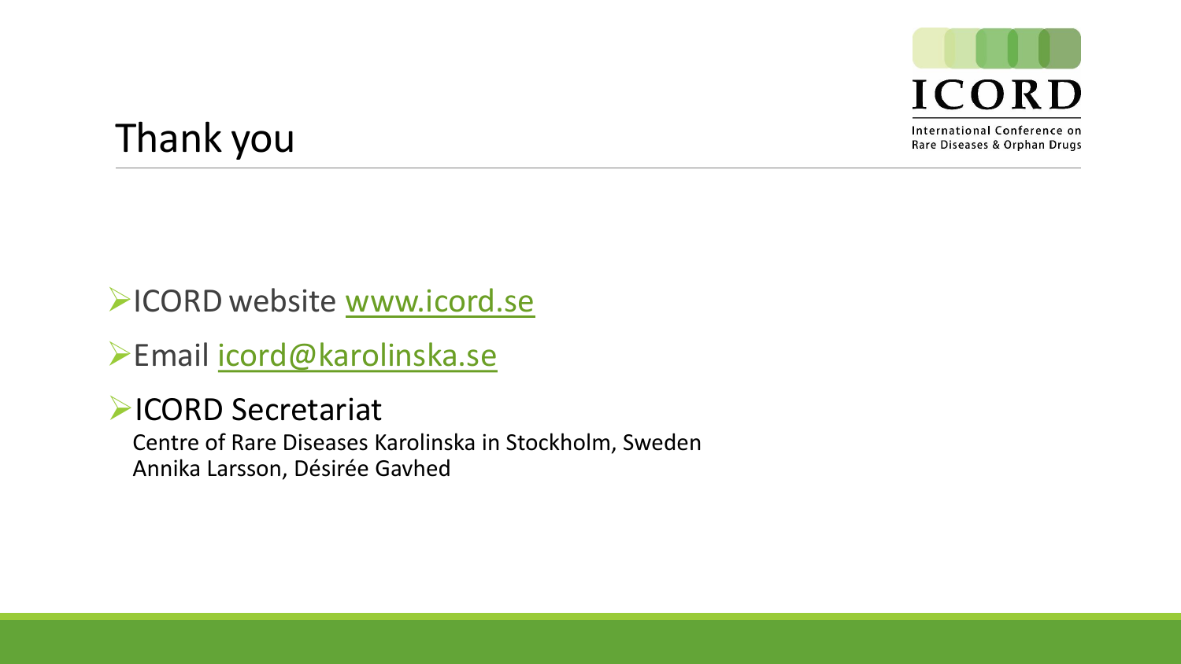# Thank you

ICORD

International Conference on Rare Diseases & Orphan Drugs

- ICORD website www.icord.se
- Email icord@karolinska.se
- ICORD Secretariat

  Centre of Rare Diseases Karolinska in Stockholm, Sweden
  Annika Larsson, Désirée Gavhed